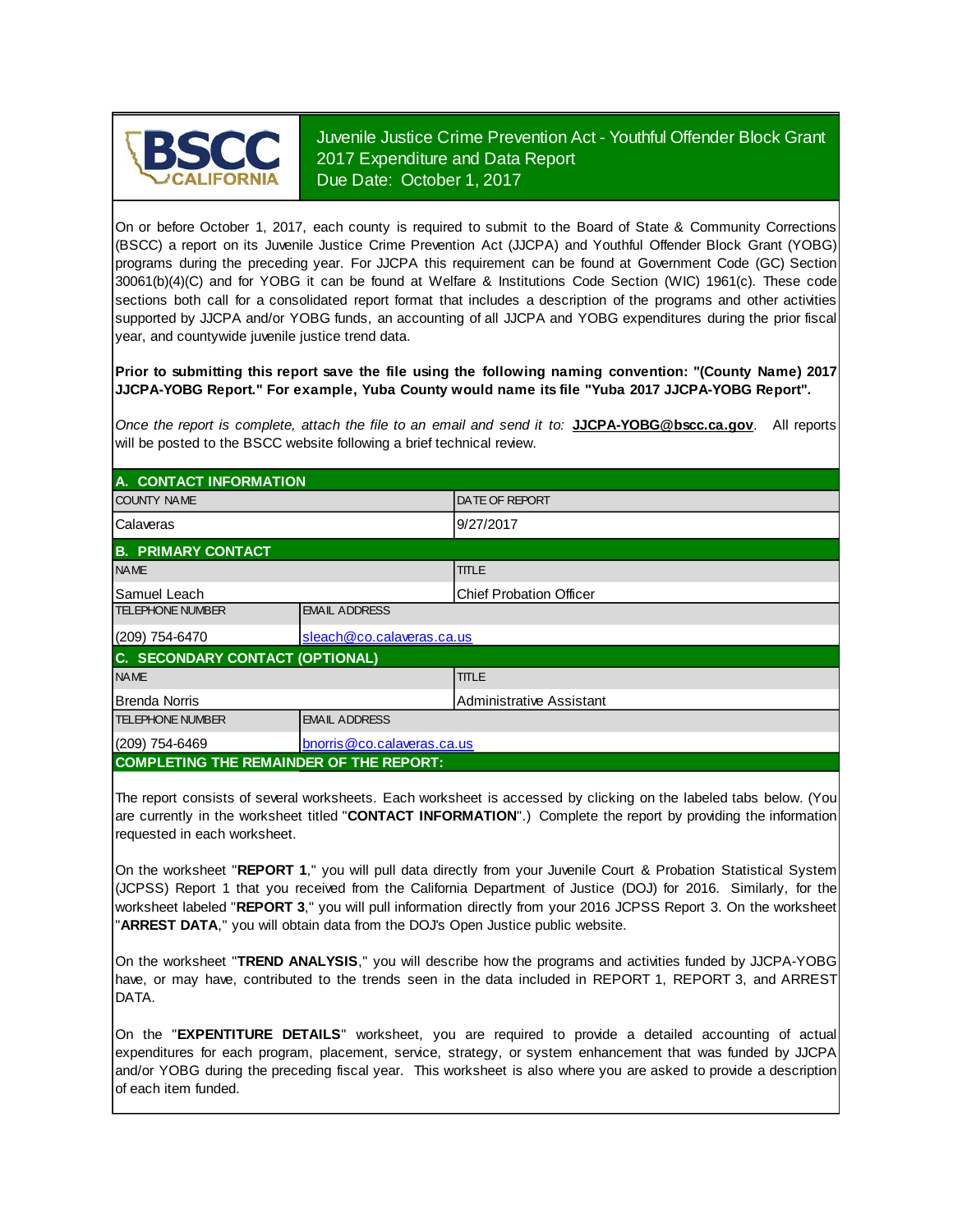BSCC CALIFORNIA

# Juvenile Justice Crime Prevention Act - Youthful Offender Block Grant 2017 Expenditure and Data Report

Due Date: October 1, 2017

On or before October 1, 2017, each county is required to submit to the Board of State & Community Corrections (BSCC) a report on its Juvenile Justice Crime Prevention Act (JJCPA) and Youthful Offender Block Grant (YOBG) programs during the preceding year. For JJCPA this requirement can be found at Government Code (GC) Section 30061(b)(4)(C) and for YOBG it can be found at Welfare & Institutions Code Section (WIC) 1961(c). These code sections both call for a consolidated report format that includes a description of the programs and other activities supported by JJCPA and/or YOBG funds, an accounting of all JJCPA and YOBG expenditures during the prior fiscal year, and countywide juvenile justice trend data.

**Prior to submitting this report save the file using the following naming convention: "(County Name) 2017 JJCPA-YOBG Report." For example, Yuba County would name its file "Yuba 2017 JJCPA-YOBG Report".**

*Once the report is complete, attach the file to an email and send it to:* **JJCPA-YOBG@bscc.ca.gov**. All reports will be posted to the BSCC website following a brief technical review.

## A. CONTACT INFORMATION

| COUNTY NAME | DATE OF REPORT |
|---|---|
| Calaveras | 9/27/2017 |

## B. PRIMARY CONTACT

| NAME | TITLE |
|---|---|
| Samuel Leach | Chief Probation Officer |

| TELEPHONE NUMBER | EMAIL ADDRESS |
|---|---|
| (209) 754-6470 | sleach@co.calaveras.ca.us |

## C. SECONDARY CONTACT (OPTIONAL)

| NAME | TITLE |
|---|---|
| Brenda Norris | Administrative Assistant |

| TELEPHONE NUMBER | EMAIL ADDRESS |
|---|---|
| (209) 754-6469 | bnorris@co.calaveras.ca.us |

## COMPLETING THE REMAINDER OF THE REPORT:

The report consists of several worksheets. Each worksheet is accessed by clicking on the labeled tabs below. (You are currently in the worksheet titled "**CONTACT INFORMATION**".) Complete the report by providing the information requested in each worksheet.

On the worksheet "**REPORT 1**," you will pull data directly from your Juvenile Court & Probation Statistical System (JCPSS) Report 1 that you received from the California Department of Justice (DOJ) for 2016. Similarly, for the worksheet labeled "**REPORT 3**," you will pull information directly from your 2016 JCPSS Report 3. On the worksheet "**ARREST DATA**," you will obtain data from the DOJ's Open Justice public website.

On the worksheet "**TREND ANALYSIS**," you will describe how the programs and activities funded by JJCPA-YOBG have, or may have, contributed to the trends seen in the data included in REPORT 1, REPORT 3, and ARREST DATA.

On the "**EXPENTITURE DETAILS**" worksheet, you are required to provide a detailed accounting of actual expenditures for each program, placement, service, strategy, or system enhancement that was funded by JJCPA and/or YOBG during the preceding fiscal year. This worksheet is also where you are asked to provide a description of each item funded.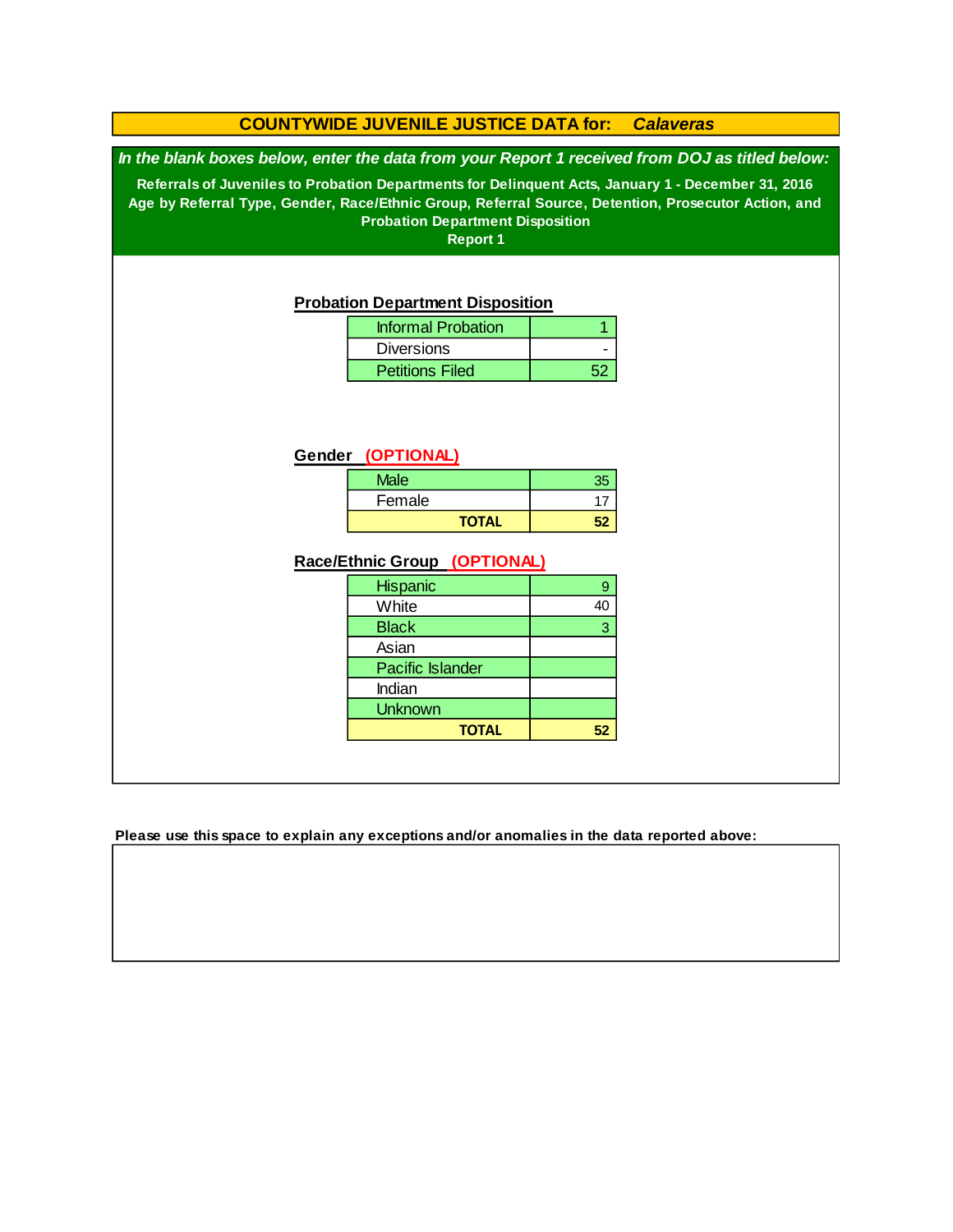# COUNTYWIDE JUVENILE JUSTICE DATA for: *Calaveras*

***In the blank boxes below, enter the data from your Report 1 received from DOJ as titled below:***

**Referrals of Juveniles to Probation Departments for Delinquent Acts, January 1 - December 31, 2016**
**Age by Referral Type, Gender, Race/Ethnic Group, Referral Source, Detention, Prosecutor Action, and Probation Department Disposition**
**Report 1**

## Probation Department Disposition

| | |
|---|---|
| Informal Probation | 1 |
| Diversions | - |
| Petitions Filed | 52 |

## Gender (OPTIONAL)

| | |
|---|---|
| Male | 35 |
| Female | 17 |
| **TOTAL** | **52** |

## Race/Ethnic Group (OPTIONAL)

| | |
|---|---|
| Hispanic | 9 |
| White | 40 |
| Black | 3 |
| Asian | |
| Pacific Islander | |
| Indian | |
| Unknown | |
| **TOTAL** | **52** |

**Please use this space to explain any exceptions and/or anomalies in the data reported above:**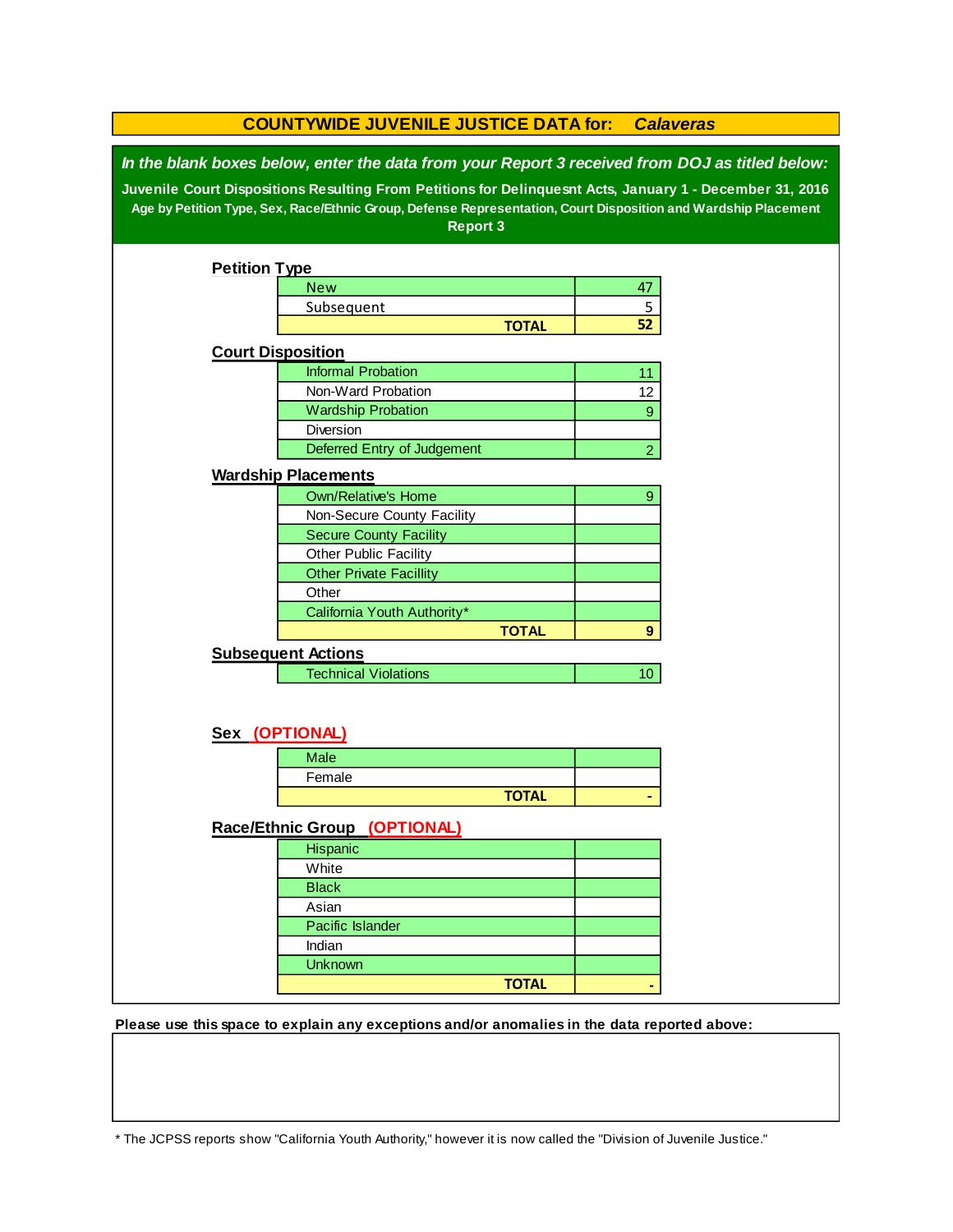# COUNTYWIDE JUVENILE JUSTICE DATA for: *Calaveras*

***In the blank boxes below, enter the data from your Report 3 received from DOJ as titled below:***

**Juvenile Court Dispositions Resulting From Petitions for Delinquesnt Acts, January 1 - December 31, 2016**

**Age by Petition Type, Sex, Race/Ethnic Group, Defense Representation, Court Disposition and Wardship Placement**

**Report 3**

## Petition Type

| | |
|---|---|
| New | 47 |
| Subsequent | 5 |
| **TOTAL** | **52** |

## Court Disposition

| | |
|---|---|
| Informal Probation | 11 |
| Non-Ward Probation | 12 |
| Wardship Probation | 9 |
| Diversion | |
| Deferred Entry of Judgement | 2 |

## Wardship Placements

| | |
|---|---|
| Own/Relative's Home | 9 |
| Non-Secure County Facility | |
| Secure County Facility | |
| Other Public Facility | |
| Other Private Facillity | |
| Other | |
| California Youth Authority* | |
| **TOTAL** | **9** |

## Subsequent Actions

| | |
|---|---|
| Technical Violations | 10 |

## Sex (OPTIONAL)

| | |
|---|---|
| Male | |
| Female | |
| **TOTAL** | **-** |

## Race/Ethnic Group (OPTIONAL)

| | |
|---|---|
| Hispanic | |
| White | |
| Black | |
| Asian | |
| Pacific Islander | |
| Indian | |
| Unknown | |
| **TOTAL** | **-** |

**Please use this space to explain any exceptions and/or anomalies in the data reported above:**

* The JCPSS reports show "California Youth Authority," however it is now called the "Division of Juvenile Justice."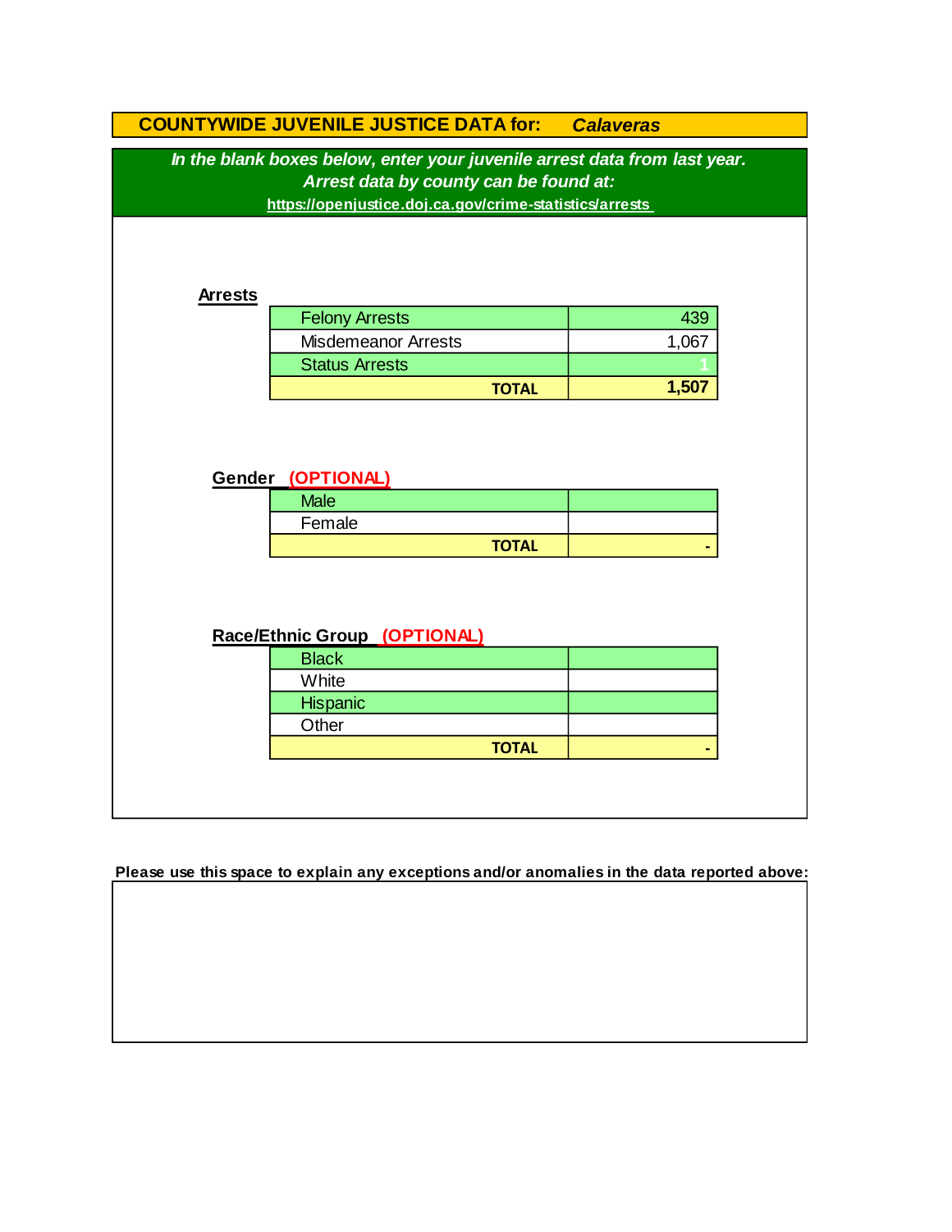## COUNTYWIDE JUVENILE JUSTICE DATA for: *Calaveras*

***In the blank boxes below, enter your juvenile arrest data from last year.***
***Arrest data by county can be found at:***
https://openjustice.doj.ca.gov/crime-statistics/arrests

**Arrests**

| | |
|---|---|
| Felony Arrests | 439 |
| Misdemeanor Arrests | 1,067 |
| Status Arrests | 1 |
| **TOTAL** | **1,507** |

**Gender** **(OPTIONAL)**

| | |
|---|---|
| Male | |
| Female | |
| **TOTAL** | **-** |

**Race/Ethnic Group** **(OPTIONAL)**

| | |
|---|---|
| Black | |
| White | |
| Hispanic | |
| Other | |
| **TOTAL** | **-** |

**Please use this space to explain any exceptions and/or anomalies in the data reported above:**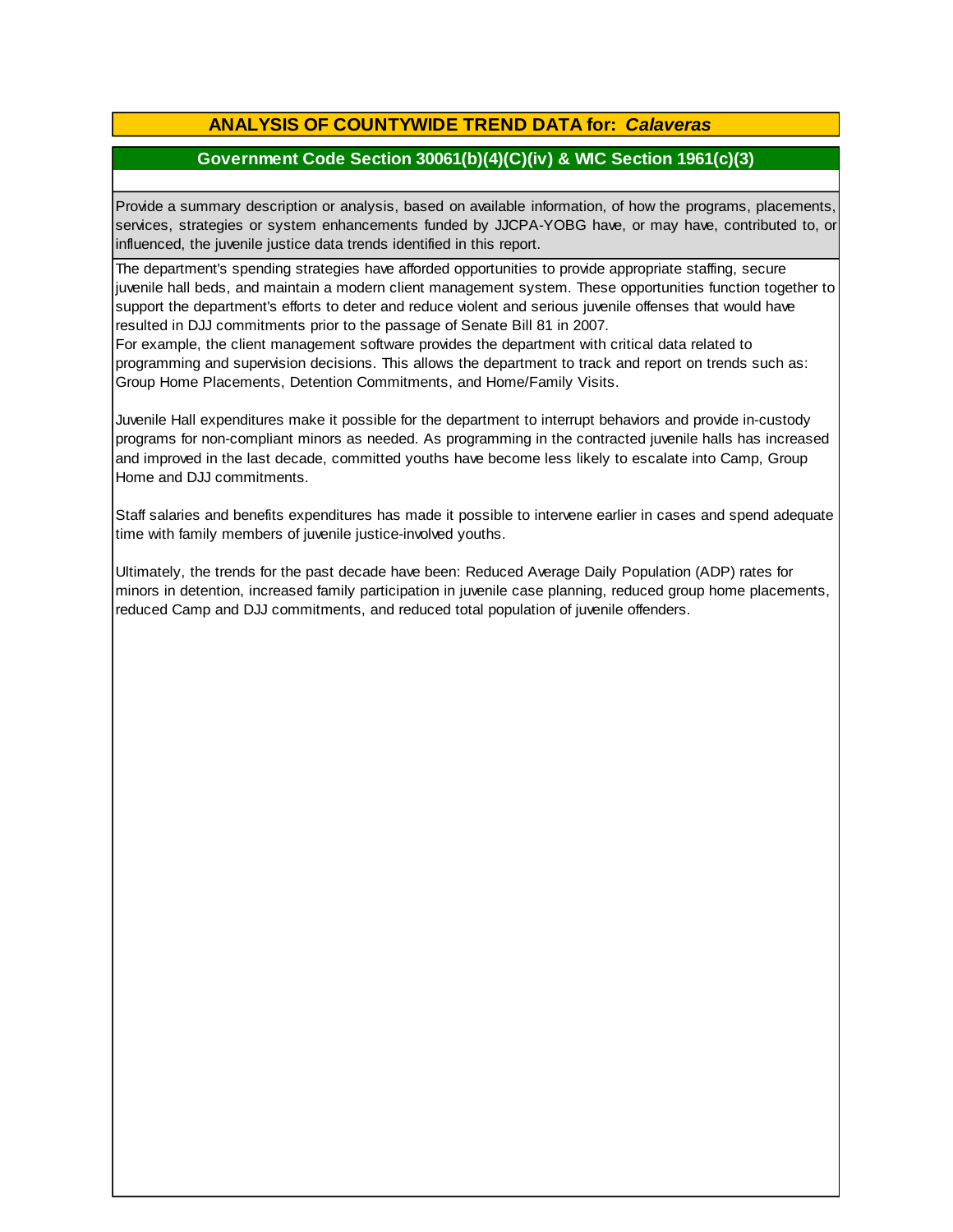## ANALYSIS OF COUNTYWIDE TREND DATA for: *Calaveras*

### Government Code Section 30061(b)(4)(C)(iv) & WIC Section 1961(c)(3)

Provide a summary description or analysis, based on available information, of how the programs, placements, services, strategies or system enhancements funded by JJCPA-YOBG have, or may have, contributed to, or influenced, the juvenile justice data trends identified in this report.

The department's spending strategies have afforded opportunities to provide appropriate staffing, secure juvenile hall beds, and maintain a modern client management system. These opportunities function together to support the department's efforts to deter and reduce violent and serious juvenile offenses that would have resulted in DJJ commitments prior to the passage of Senate Bill 81 in 2007.
For example, the client management software provides the department with critical data related to programming and supervision decisions. This allows the department to track and report on trends such as: Group Home Placements, Detention Commitments, and Home/Family Visits.

Juvenile Hall expenditures make it possible for the department to interrupt behaviors and provide in-custody programs for non-compliant minors as needed. As programming in the contracted juvenile halls has increased and improved in the last decade, committed youths have become less likely to escalate into Camp, Group Home and DJJ commitments.

Staff salaries and benefits expenditures has made it possible to intervene earlier in cases and spend adequate time with family members of juvenile justice-involved youths.

Ultimately, the trends for the past decade have been: Reduced Average Daily Population (ADP) rates for minors in detention, increased family participation in juvenile case planning, reduced group home placements, reduced Camp and DJJ commitments, and reduced total population of juvenile offenders.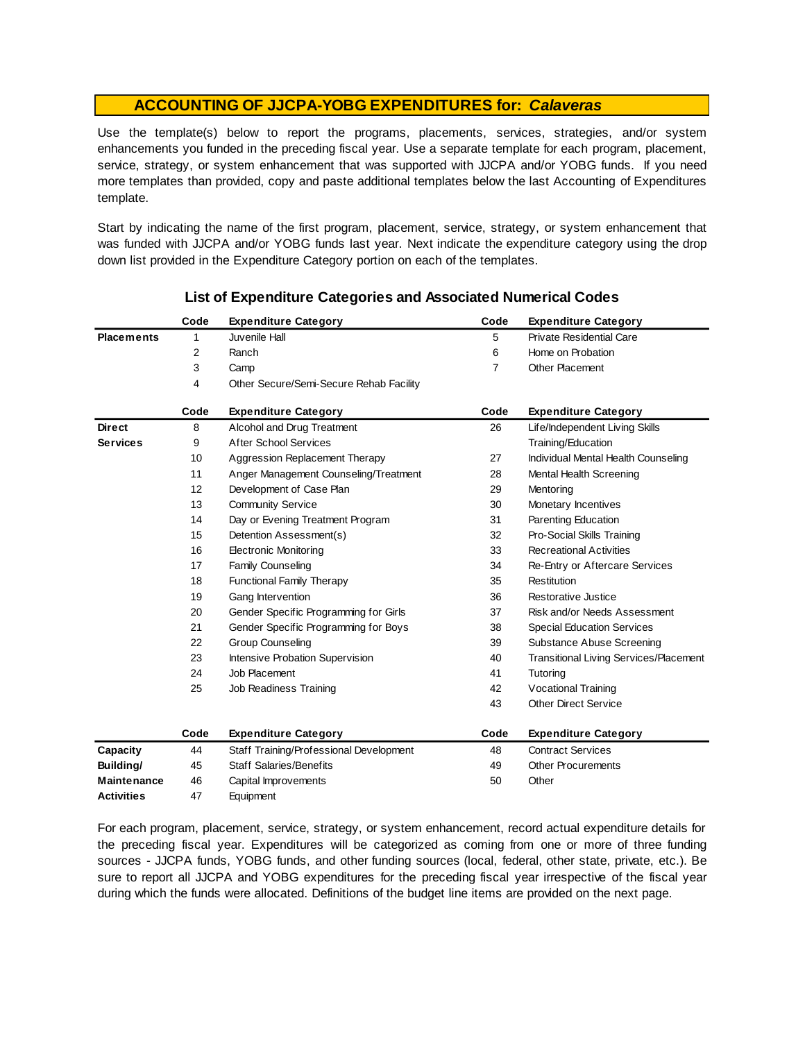## ACCOUNTING OF JJCPA-YOBG EXPENDITURES for: *Calaveras*

Use the template(s) below to report the programs, placements, services, strategies, and/or system enhancements you funded in the preceding fiscal year. Use a separate template for each program, placement, service, strategy, or system enhancement that was supported with JJCPA and/or YOBG funds. If you need more templates than provided, copy and paste additional templates below the last Accounting of Expenditures template.

Start by indicating the name of the first program, placement, service, strategy, or system enhancement that was funded with JJCPA and/or YOBG funds last year. Next indicate the expenditure category using the drop down list provided in the Expenditure Category portion on each of the templates.

### List of Expenditure Categories and Associated Numerical Codes

| | Code | Expenditure Category | Code | Expenditure Category |
|---|---|---|---|---|
| **Placements** | 1 | Juvenile Hall | 5 | Private Residential Care |
| | 2 | Ranch | 6 | Home on Probation |
| | 3 | Camp | 7 | Other Placement |
| | 4 | Other Secure/Semi-Secure Rehab Facility | | |

| | Code | Expenditure Category | Code | Expenditure Category |
|---|---|---|---|---|
| **Direct Services** | 8 | Alcohol and Drug Treatment | 26 | Life/Independent Living Skills Training/Education |
| | 9 | After School Services | | |
| | 10 | Aggression Replacement Therapy | 27 | Individual Mental Health Counseling |
| | 11 | Anger Management Counseling/Treatment | 28 | Mental Health Screening |
| | 12 | Development of Case Plan | 29 | Mentoring |
| | 13 | Community Service | 30 | Monetary Incentives |
| | 14 | Day or Evening Treatment Program | 31 | Parenting Education |
| | 15 | Detention Assessment(s) | 32 | Pro-Social Skills Training |
| | 16 | Electronic Monitoring | 33 | Recreational Activities |
| | 17 | Family Counseling | 34 | Re-Entry or Aftercare Services |
| | 18 | Functional Family Therapy | 35 | Restitution |
| | 19 | Gang Intervention | 36 | Restorative Justice |
| | 20 | Gender Specific Programming for Girls | 37 | Risk and/or Needs Assessment |
| | 21 | Gender Specific Programming for Boys | 38 | Special Education Services |
| | 22 | Group Counseling | 39 | Substance Abuse Screening |
| | 23 | Intensive Probation Supervision | 40 | Transitional Living Services/Placement |
| | 24 | Job Placement | 41 | Tutoring |
| | 25 | Job Readiness Training | 42 | Vocational Training |
| | | | 43 | Other Direct Service |

| | Code | Expenditure Category | Code | Expenditure Category |
|---|---|---|---|---|
| **Capacity Building/ Maintenance Activities** | 44 | Staff Training/Professional Development | 48 | Contract Services |
| | 45 | Staff Salaries/Benefits | 49 | Other Procurements |
| | 46 | Capital Improvements | 50 | Other |
| | 47 | Equipment | | |

For each program, placement, service, strategy, or system enhancement, record actual expenditure details for the preceding fiscal year. Expenditures will be categorized as coming from one or more of three funding sources - JJCPA funds, YOBG funds, and other funding sources (local, federal, other state, private, etc.). Be sure to report all JJCPA and YOBG expenditures for the preceding fiscal year irrespective of the fiscal year during which the funds were allocated. Definitions of the budget line items are provided on the next page.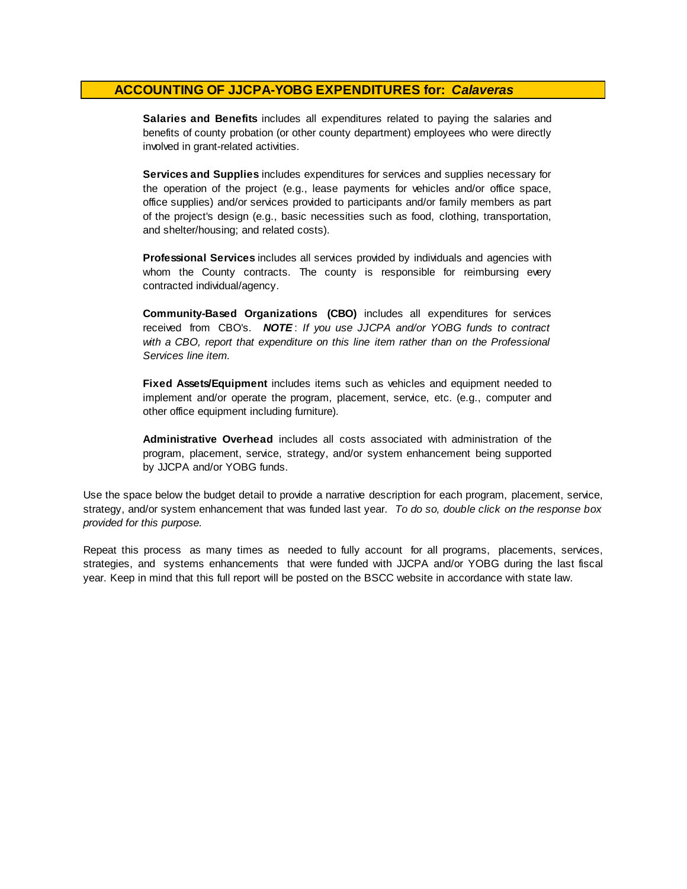## ACCOUNTING OF JJCPA-YOBG EXPENDITURES for: *Calaveras*

**Salaries and Benefits** includes all expenditures related to paying the salaries and benefits of county probation (or other county department) employees who were directly involved in grant-related activities.

**Services and Supplies** includes expenditures for services and supplies necessary for the operation of the project (e.g., lease payments for vehicles and/or office space, office supplies) and/or services provided to participants and/or family members as part of the project's design (e.g., basic necessities such as food, clothing, transportation, and shelter/housing; and related costs).

**Professional Services** includes all services provided by individuals and agencies with whom the County contracts. The county is responsible for reimbursing every contracted individual/agency.

**Community-Based Organizations (CBO)** includes all expenditures for services received from CBO's. ***NOTE***: *If you use JJCPA and/or YOBG funds to contract with a CBO, report that expenditure on this line item rather than on the Professional Services line item.*

**Fixed Assets/Equipment** includes items such as vehicles and equipment needed to implement and/or operate the program, placement, service, etc. (e.g., computer and other office equipment including furniture).

**Administrative Overhead** includes all costs associated with administration of the program, placement, service, strategy, and/or system enhancement being supported by JJCPA and/or YOBG funds.

Use the space below the budget detail to provide a narrative description for each program, placement, service, strategy, and/or system enhancement that was funded last year. *To do so, double click on the response box provided for this purpose.*

Repeat this process as many times as needed to fully account for all programs, placements, services, strategies, and systems enhancements that were funded with JJCPA and/or YOBG during the last fiscal year. Keep in mind that this full report will be posted on the BSCC website in accordance with state law.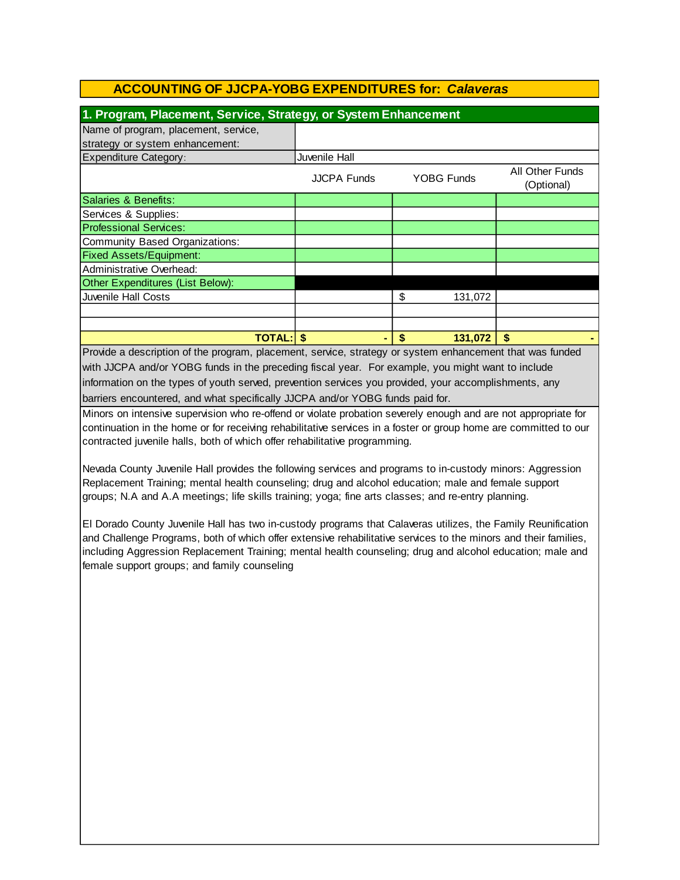## ACCOUNTING OF JJCPA-YOBG EXPENDITURES for: *Calaveras*

### 1. Program, Placement, Service, Strategy, or System Enhancement

| Name of program, placement, service, strategy or system enhancement: | | | |
|---|---|---|---|
| Expenditure Category: | Juvenile Hall | | |
| | JJCPA Funds | YOBG Funds | All Other Funds (Optional) |
| Salaries & Benefits: | | | |
| Services & Supplies: | | | |
| Professional Services: | | | |
| Community Based Organizations: | | | |
| Fixed Assets/Equipment: | | | |
| Administrative Overhead: | | | |
| Other Expenditures (List Below): | | | |
| Juvenile Hall Costs | | $ 131,072 | |
| | | | |
| | | | |
| **TOTAL:** | **$ -** | **$ 131,072** | **$ -** |

Provide a description of the program, placement, service, strategy or system enhancement that was funded with JJCPA and/or YOBG funds in the preceding fiscal year. For example, you might want to include information on the types of youth served, prevention services you provided, your accomplishments, any barriers encountered, and what specifically JJCPA and/or YOBG funds paid for.

Minors on intensive supervision who re-offend or violate probation severely enough and are not appropriate for continuation in the home or for receiving rehabilitative services in a foster or group home are committed to our contracted juvenile halls, both of which offer rehabilitative programming.

Nevada County Juvenile Hall provides the following services and programs to in-custody minors: Aggression Replacement Training; mental health counseling; drug and alcohol education; male and female support groups; N.A and A.A meetings; life skills training; yoga; fine arts classes; and re-entry planning.

El Dorado County Juvenile Hall has two in-custody programs that Calaveras utilizes, the Family Reunification and Challenge Programs, both of which offer extensive rehabilitative services to the minors and their families, including Aggression Replacement Training; mental health counseling; drug and alcohol education; male and female support groups; and family counseling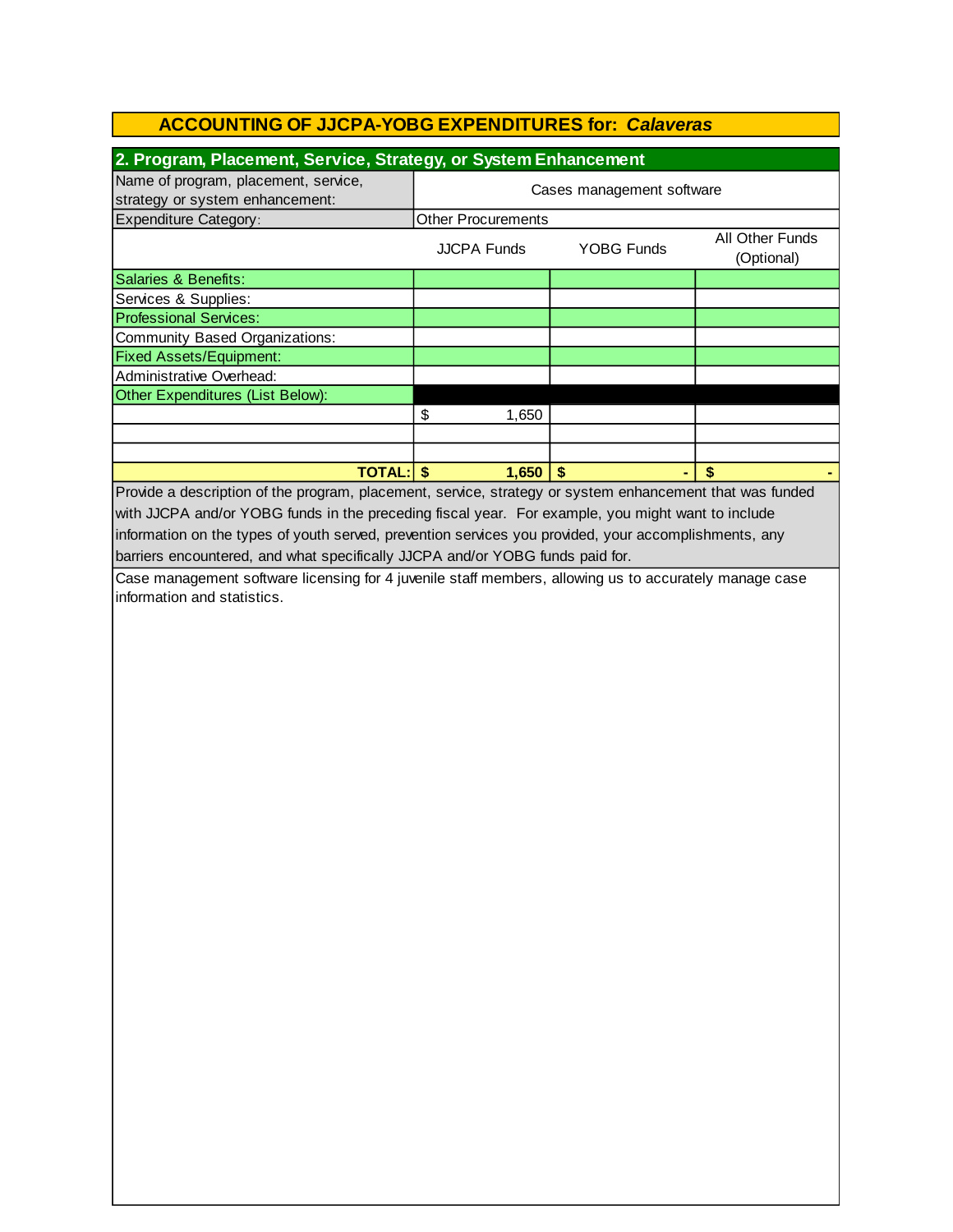## ACCOUNTING OF JJCPA-YOBG EXPENDITURES for: *Calaveras*

### 2. Program, Placement, Service, Strategy, or System Enhancement

| Name of program, placement, service, strategy or system enhancement: | Cases management software | | |
|---|---|---|---|
| Expenditure Category: | Other Procurements | | |
| | JJCPA Funds | YOBG Funds | All Other Funds (Optional) |
| Salaries & Benefits: | | | |
| Services & Supplies: | | | |
| Professional Services: | | | |
| Community Based Organizations: | | | |
| Fixed Assets/Equipment: | | | |
| Administrative Overhead: | | | |
| Other Expenditures (List Below): | | | |
| | $ 1,650 | | |
| | | | |
| | | | |
| **TOTAL:** | **$ 1,650** | **$ -** | **$ -** |

Provide a description of the program, placement, service, strategy or system enhancement that was funded with JJCPA and/or YOBG funds in the preceding fiscal year. For example, you might want to include information on the types of youth served, prevention services you provided, your accomplishments, any barriers encountered, and what specifically JJCPA and/or YOBG funds paid for.

Case management software licensing for 4 juvenile staff members, allowing us to accurately manage case information and statistics.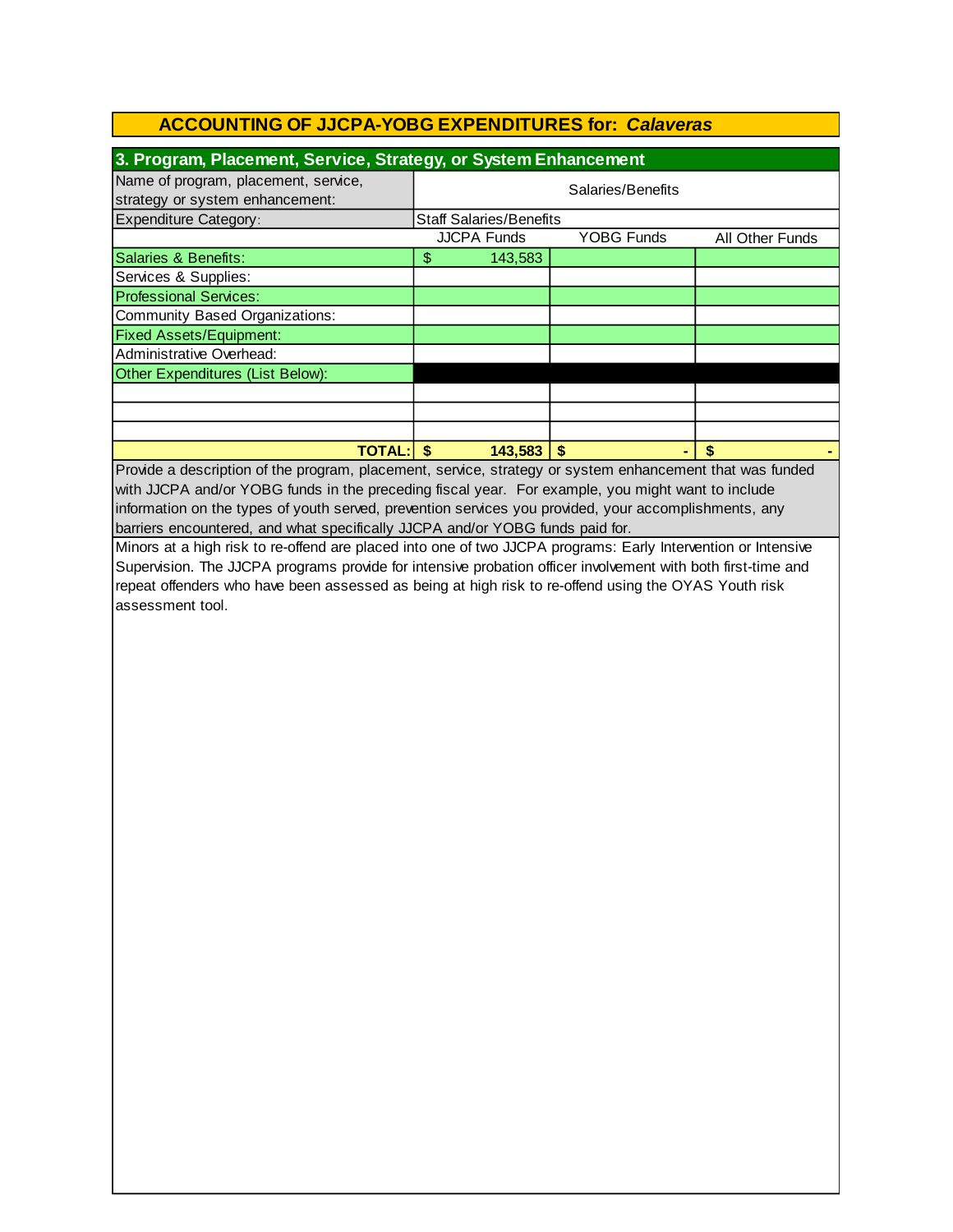# ACCOUNTING OF JJCPA-YOBG EXPENDITURES for: *Calaveras*

## 3. Program, Placement, Service, Strategy, or System Enhancement

| | | | |
|---|---|---|---|
| Name of program, placement, service, strategy or system enhancement: | Salaries/Benefits | | |
| Expenditure Category: | Staff Salaries/Benefits | | |
| | JJCPA Funds | YOBG Funds | All Other Funds |
| Salaries & Benefits: | $ 143,583 | | |
| Services & Supplies: | | | |
| Professional Services: | | | |
| Community Based Organizations: | | | |
| Fixed Assets/Equipment: | | | |
| Administrative Overhead: | | | |
| Other Expenditures (List Below): | | | |
| | | | |
| | | | |
| | | | |
| **TOTAL:** | **$ 143,583** | **$ -** | **$ -** |

Provide a description of the program, placement, service, strategy or system enhancement that was funded with JJCPA and/or YOBG funds in the preceding fiscal year. For example, you might want to include information on the types of youth served, prevention services you provided, your accomplishments, any barriers encountered, and what specifically JJCPA and/or YOBG funds paid for.

Minors at a high risk to re-offend are placed into one of two JJCPA programs: Early Intervention or Intensive Supervision. The JJCPA programs provide for intensive probation officer involvement with both first-time and repeat offenders who have been assessed as being at high risk to re-offend using the OYAS Youth risk assessment tool.